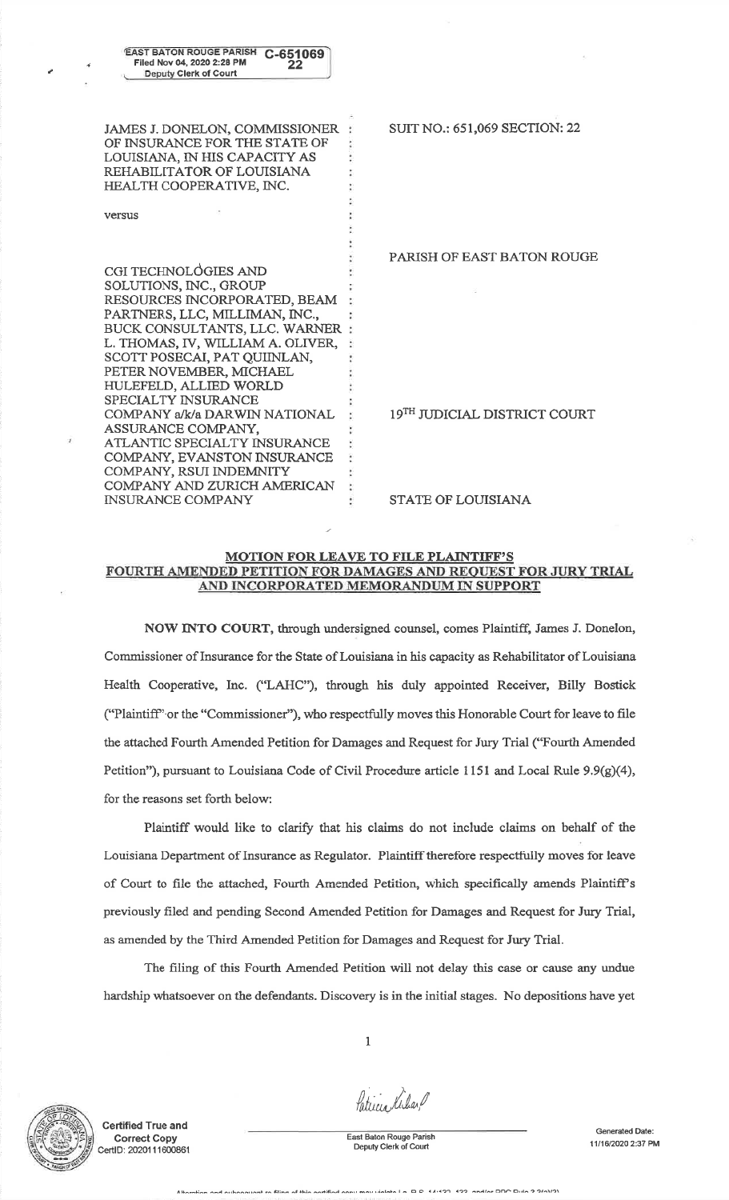EAST BATON ROUGE PARISH C-651069
Filed Nov 04, 2020 2:28 PM 22
Deputy Clerk of Court

| | |
|---|---|
| JAMES J. DONELON, COMMISSIONER OF INSURANCE FOR THE STATE OF LOUISIANA, IN HIS CAPACITY AS REHABILITATOR OF LOUISIANA HEALTH COOPERATIVE, INC. | SUIT NO.: 651,069 SECTION: 22 |
| versus | |
| | PARISH OF EAST BATON ROUGE |
| CGI TECHNOLOGIES AND SOLUTIONS, INC., GROUP RESOURCES INCORPORATED, BEAM PARTNERS, LLC, MILLIMAN, INC., BUCK CONSULTANTS, LLC. WARNER L. THOMAS, IV, WILLIAM A. OLIVER, SCOTT POSECAI, PAT QUIINLAN, PETER NOVEMBER, MICHAEL HULEFELD, ALLIED WORLD SPECIALTY INSURANCE COMPANY a/k/a DARWIN NATIONAL ASSURANCE COMPANY, ATLANTIC SPECIALTY INSURANCE COMPANY, EVANSTON INSURANCE COMPANY, RSUI INDEMNITY COMPANY AND ZURICH AMERICAN INSURANCE COMPANY | 19TH JUDICIAL DISTRICT COURT |
| | STATE OF LOUISIANA |

## MOTION FOR LEAVE TO FILE PLAINTIFF'S FOURTH AMENDED PETITION FOR DAMAGES AND REQUEST FOR JURY TRIAL AND INCORPORATED MEMORANDUM IN SUPPORT

**NOW INTO COURT**, through undersigned counsel, comes Plaintiff, James J. Donelon, Commissioner of Insurance for the State of Louisiana in his capacity as Rehabilitator of Louisiana Health Cooperative, Inc. ("LAHC"), through his duly appointed Receiver, Billy Bostick ("Plaintiff" or the "Commissioner"), who respectfully moves this Honorable Court for leave to file the attached Fourth Amended Petition for Damages and Request for Jury Trial ("Fourth Amended Petition"), pursuant to Louisiana Code of Civil Procedure article 1151 and Local Rule 9.9(g)(4), for the reasons set forth below:

Plaintiff would like to clarify that his claims do not include claims on behalf of the Louisiana Department of Insurance as Regulator. Plaintiff therefore respectfully moves for leave of Court to file the attached, Fourth Amended Petition, which specifically amends Plaintiff's previously filed and pending Second Amended Petition for Damages and Request for Jury Trial, as amended by the Third Amended Petition for Damages and Request for Jury Trial.

The filing of this Fourth Amended Petition will not delay this case or cause any undue hardship whatsoever on the defendants. Discovery is in the initial stages. No depositions have yet

Certified True and Correct Copy
CertID: 2020111600861

East Baton Rouge Parish
Deputy Clerk of Court

Generated Date: 11/16/2020 2:37 PM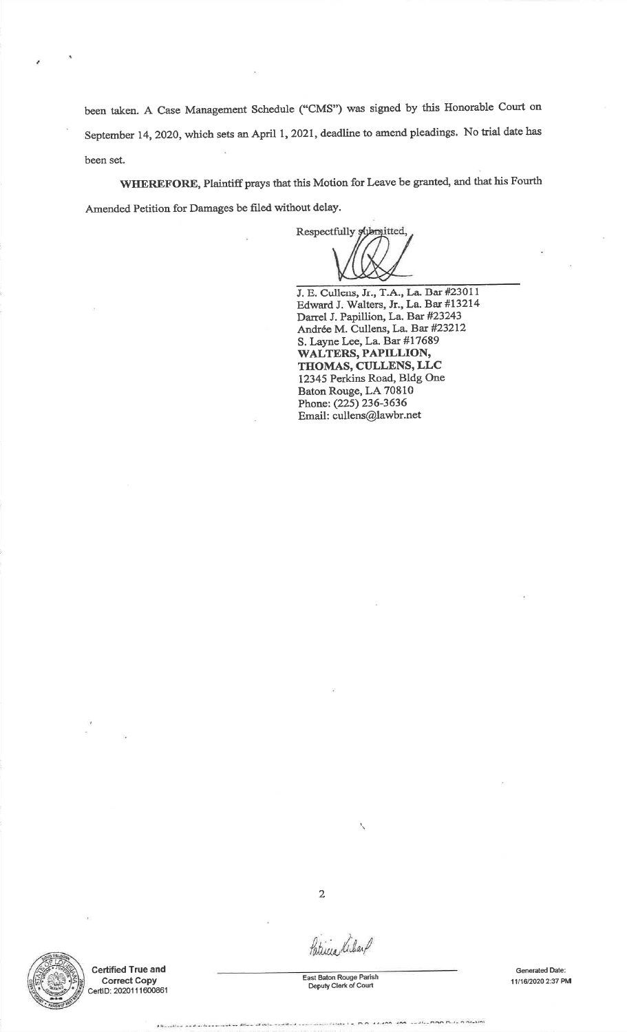been taken. A Case Management Schedule ("CMS") was signed by this Honorable Court on September 14, 2020, which sets an April 1, 2021, deadline to amend pleadings. No trial date has been set.

**WHEREFORE**, Plaintiff prays that this Motion for Leave be granted, and that his Fourth Amended Petition for Damages be filed without delay.

Respectfully submitted,

J. E. Cullens, Jr., T.A., La. Bar #23011
Edward J. Walters, Jr., La. Bar #13214
Darrel J. Papillion, La. Bar #23243
Andrée M. Cullens, La. Bar #23212
S. Layne Lee, La. Bar #17689
**WALTERS, PAPILLION, THOMAS, CULLENS, LLC**
12345 Perkins Road, Bldg One
Baton Rouge, LA 70810
Phone: (225) 236-3636
Email: cullens@lawbr.net

Certified True and Correct Copy
CertID: 2020111600861

East Baton Rouge Parish
Deputy Clerk of Court

Generated Date:
11/16/2020 2:37 PM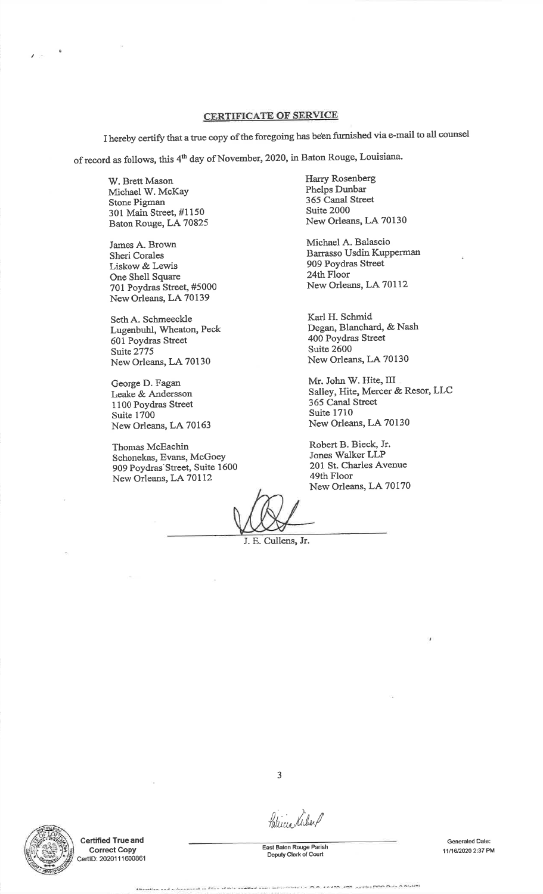## CERTIFICATE OF SERVICE

I hereby certify that a true copy of the foregoing has been furnished via e-mail to all counsel of record as follows, this 4th day of November, 2020, in Baton Rouge, Louisiana.

W. Brett Mason
Michael W. McKay
Stone Pigman
301 Main Street, #1150
Baton Rouge, LA 70825

Harry Rosenberg
Phelps Dunbar
365 Canal Street
Suite 2000
New Orleans, LA 70130

James A. Brown
Sheri Corales
Liskow & Lewis
One Shell Square
701 Poydras Street, #5000
New Orleans, LA 70139

Michael A. Balascio
Barrasso Usdin Kupperman
909 Poydras Street
24th Floor
New Orleans, LA 70112

Seth A. Schmeeckle
Lugenbuhl, Wheaton, Peck
601 Poydras Street
Suite 2775
New Orleans, LA 70130

Karl H. Schmid
Degan, Blanchard, & Nash
400 Poydras Street
Suite 2600
New Orleans, LA 70130

George D. Fagan
Leake & Andersson
1100 Poydras Street
Suite 1700
New Orleans, LA 70163

Mr. John W. Hite, III
Salley, Hite, Mercer & Resor, LLC
365 Canal Street
Suite 1710
New Orleans, LA 70130

Thomas McEachin
Schonekas, Evans, McGoey
909 Poydras Street, Suite 1600
New Orleans, LA 70112

Robert B. Bieck, Jr.
Jones Walker LLP
201 St. Charles Avenue
49th Floor
New Orleans, LA 70170

J. E. Cullens, Jr.

Certified True and Correct Copy
CertID: 2020111600861

East Baton Rouge Parish
Deputy Clerk of Court

Generated Date:
11/16/2020 2:37 PM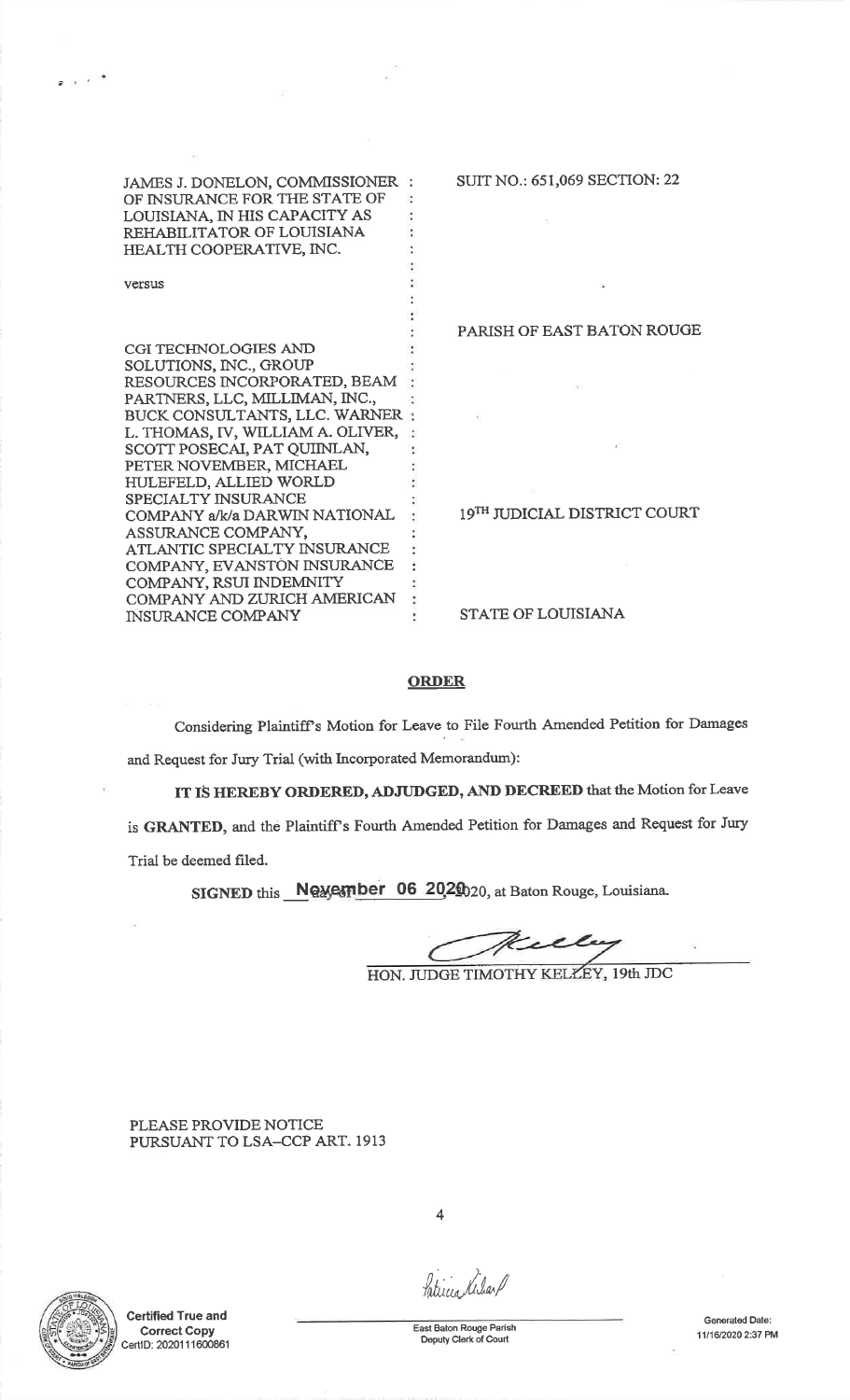| | | |
|---|---|---|
| JAMES J. DONELON, COMMISSIONER OF INSURANCE FOR THE STATE OF LOUISIANA, IN HIS CAPACITY AS REHABILITATOR OF LOUISIANA HEALTH COOPERATIVE, INC. | : | SUIT NO.: 651,069 SECTION: 22 |
| versus | : | |
| CGI TECHNOLOGIES AND SOLUTIONS, INC., GROUP RESOURCES INCORPORATED, BEAM PARTNERS, LLC, MILLIMAN, INC., BUCK CONSULTANTS, LLC. WARNER L. THOMAS, IV, WILLIAM A. OLIVER, SCOTT POSECAI, PAT QUIINLAN, PETER NOVEMBER, MICHAEL HULEFELD, ALLIED WORLD SPECIALTY INSURANCE COMPANY a/k/a DARWIN NATIONAL ASSURANCE COMPANY, ATLANTIC SPECIALTY INSURANCE COMPANY, EVANSTON INSURANCE COMPANY, RSUI INDEMNITY COMPANY AND ZURICH AMERICAN INSURANCE COMPANY | : | PARISH OF EAST BATON ROUGE<br><br>19TH JUDICIAL DISTRICT COURT<br><br>STATE OF LOUISIANA |

**ORDER**

Considering Plaintiff's Motion for Leave to File Fourth Amended Petition for Damages and Request for Jury Trial (with Incorporated Memorandum):

**IT IS HEREBY ORDERED, ADJUDGED, AND DECREED** that the Motion for Leave is **GRANTED**, and the Plaintiff's Fourth Amended Petition for Damages and Request for Jury Trial be deemed filed.

**SIGNED** this **November 06 2020** 2020, at Baton Rouge, Louisiana.

HON. JUDGE TIMOTHY KELLEY, 19th JDC

PLEASE PROVIDE NOTICE
PURSUANT TO LSA–CCP ART. 1913

Certified True and Correct Copy
CertID: 2020111600861

East Baton Rouge Parish
Deputy Clerk of Court

Generated Date:
11/16/2020 2:37 PM